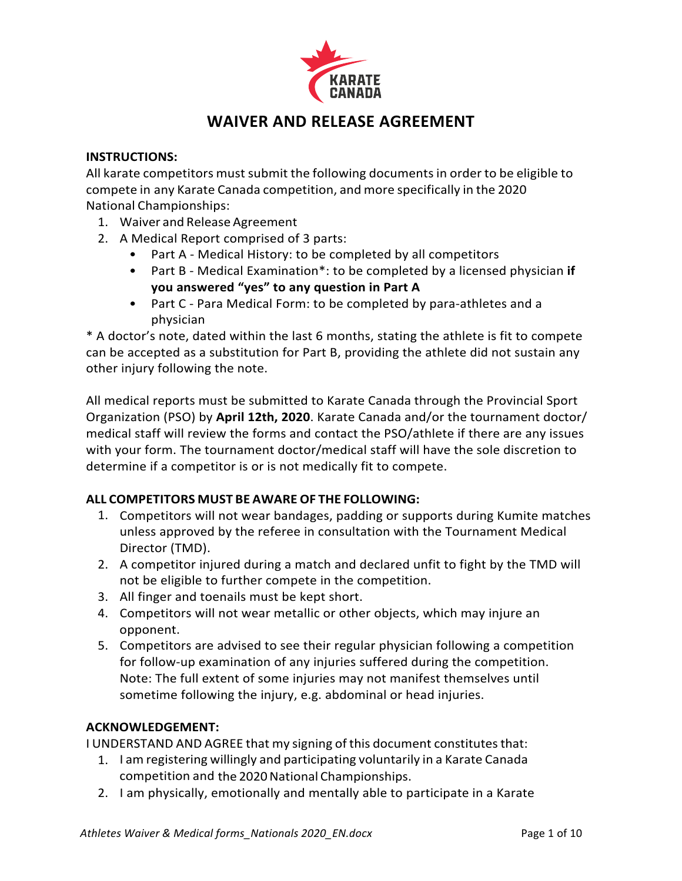# WAIVER AND RELEASE AGREEMENT

**INSTRUCTIONS:**

All karate competitors must submit the following documents in order to be eligible to compete in any Karate Canada competition, and more specifically in the 2020 National Championships:

1. Waiver and Release Agreement
2. A Medical Report comprised of 3 parts:
   - Part A - Medical History: to be completed by all competitors
   - Part B - Medical Examination*: to be completed by a licensed physician **if you answered "yes" to any question in Part A**
   - Part C - Para Medical Form: to be completed by para-athletes and a physician

* A doctor's note, dated within the last 6 months, stating the athlete is fit to compete can be accepted as a substitution for Part B, providing the athlete did not sustain any other injury following the note.

All medical reports must be submitted to Karate Canada through the Provincial Sport Organization (PSO) by **April 12th, 2020**. Karate Canada and/or the tournament doctor/ medical staff will review the forms and contact the PSO/athlete if there are any issues with your form. The tournament doctor/medical staff will have the sole discretion to determine if a competitor is or is not medically fit to compete.

**ALL COMPETITORS MUST BE AWARE OF THE FOLLOWING:**

1. Competitors will not wear bandages, padding or supports during Kumite matches unless approved by the referee in consultation with the Tournament Medical Director (TMD).
2. A competitor injured during a match and declared unfit to fight by the TMD will not be eligible to further compete in the competition.
3. All finger and toenails must be kept short.
4. Competitors will not wear metallic or other objects, which may injure an opponent.
5. Competitors are advised to see their regular physician following a competition for follow-up examination of any injuries suffered during the competition. Note: The full extent of some injuries may not manifest themselves until sometime following the injury, e.g. abdominal or head injuries.

**ACKNOWLEDGEMENT:**

I UNDERSTAND AND AGREE that my signing of this document constitutes that:

1. I am registering willingly and participating voluntarily in a Karate Canada competition and the 2020 National Championships.
2. I am physically, emotionally and mentally able to participate in a Karate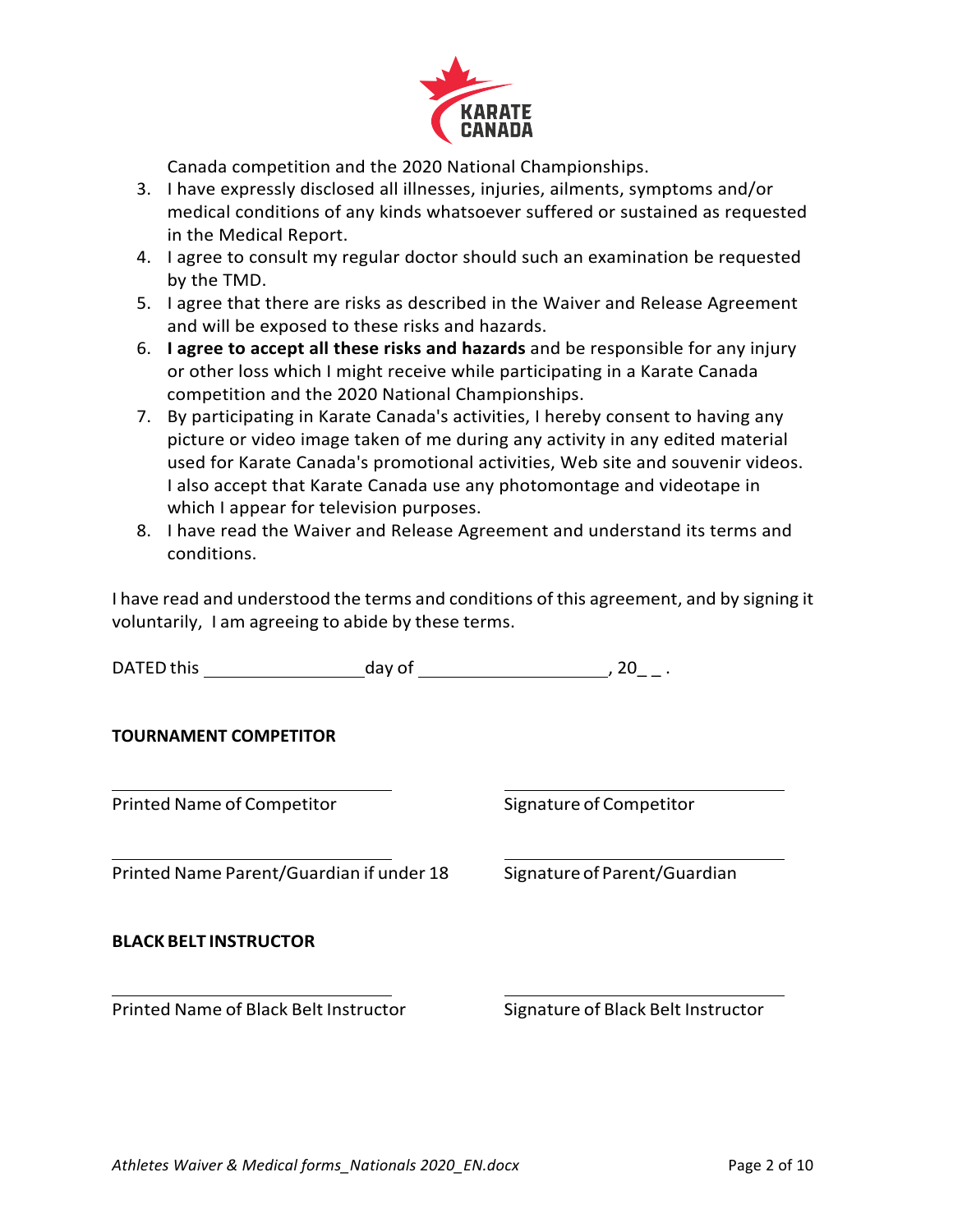Canada competition and the 2020 National Championships.

3. I have expressly disclosed all illnesses, injuries, ailments, symptoms and/or medical conditions of any kinds whatsoever suffered or sustained as requested in the Medical Report.
4. I agree to consult my regular doctor should such an examination be requested by the TMD.
5. I agree that there are risks as described in the Waiver and Release Agreement and will be exposed to these risks and hazards.
6. **I agree to accept all these risks and hazards** and be responsible for any injury or other loss which I might receive while participating in a Karate Canada competition and the 2020 National Championships.
7. By participating in Karate Canada's activities, I hereby consent to having any picture or video image taken of me during any activity in any edited material used for Karate Canada's promotional activities, Web site and souvenir videos. I also accept that Karate Canada use any photomontage and videotape in which I appear for television purposes.
8. I have read the Waiver and Release Agreement and understand its terms and conditions.

I have read and understood the terms and conditions of this agreement, and by signing it voluntarily, I am agreeing to abide by these terms.

DATED this ________________ day of ____________________, 20_ _ .

**TOURNAMENT COMPETITOR**

| | |
|---|---|
| ____________________________ | ____________________________ |
| Printed Name of Competitor | Signature of Competitor |
| ____________________________ | ____________________________ |
| Printed Name Parent/Guardian if under 18 | Signature of Parent/Guardian |

**BLACK BELT INSTRUCTOR**

| | |
|---|---|
| ____________________________ | ____________________________ |
| Printed Name of Black Belt Instructor | Signature of Black Belt Instructor |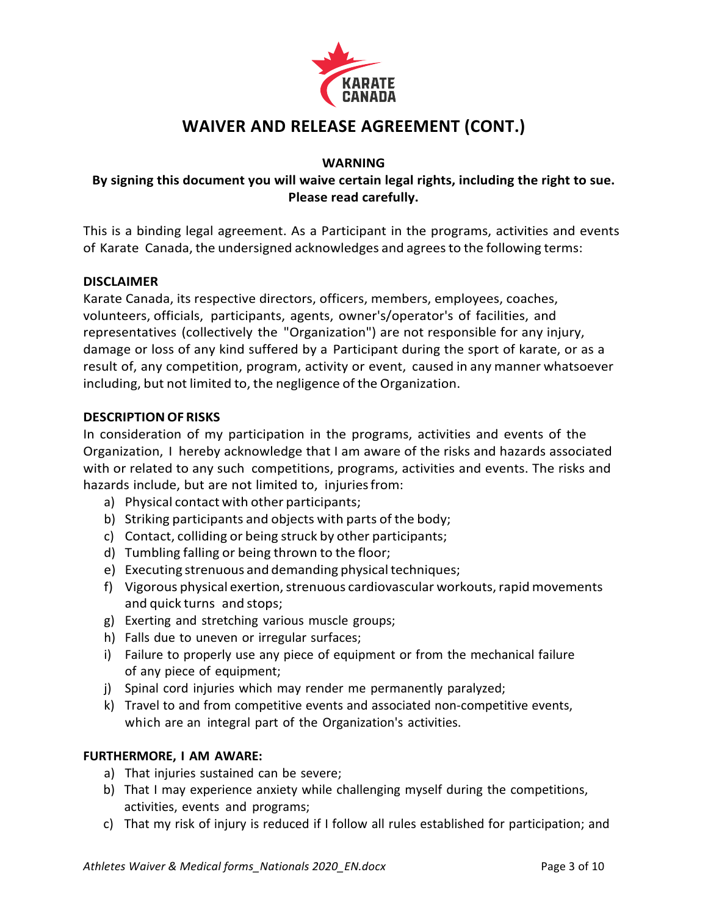# WAIVER AND RELEASE AGREEMENT (CONT.)

**WARNING**

**By signing this document you will waive certain legal rights, including the right to sue. Please read carefully.**

This is a binding legal agreement. As a Participant in the programs, activities and events of Karate Canada, the undersigned acknowledges and agrees to the following terms:

**DISCLAIMER**

Karate Canada, its respective directors, officers, members, employees, coaches, volunteers, officials, participants, agents, owner's/operator's of facilities, and representatives (collectively the "Organization") are not responsible for any injury, damage or loss of any kind suffered by a Participant during the sport of karate, or as a result of, any competition, program, activity or event, caused in any manner whatsoever including, but not limited to, the negligence of the Organization.

**DESCRIPTION OF RISKS**

In consideration of my participation in the programs, activities and events of the Organization, I hereby acknowledge that I am aware of the risks and hazards associated with or related to any such competitions, programs, activities and events. The risks and hazards include, but are not limited to, injuries from:

a) Physical contact with other participants;
b) Striking participants and objects with parts of the body;
c) Contact, colliding or being struck by other participants;
d) Tumbling falling or being thrown to the floor;
e) Executing strenuous and demanding physical techniques;
f) Vigorous physical exertion, strenuous cardiovascular workouts, rapid movements and quick turns and stops;
g) Exerting and stretching various muscle groups;
h) Falls due to uneven or irregular surfaces;
i) Failure to properly use any piece of equipment or from the mechanical failure of any piece of equipment;
j) Spinal cord injuries which may render me permanently paralyzed;
k) Travel to and from competitive events and associated non-competitive events, which are an integral part of the Organization's activities.

**FURTHERMORE, I AM AWARE:**

a) That injuries sustained can be severe;
b) That I may experience anxiety while challenging myself during the competitions, activities, events and programs;
c) That my risk of injury is reduced if I follow all rules established for participation; and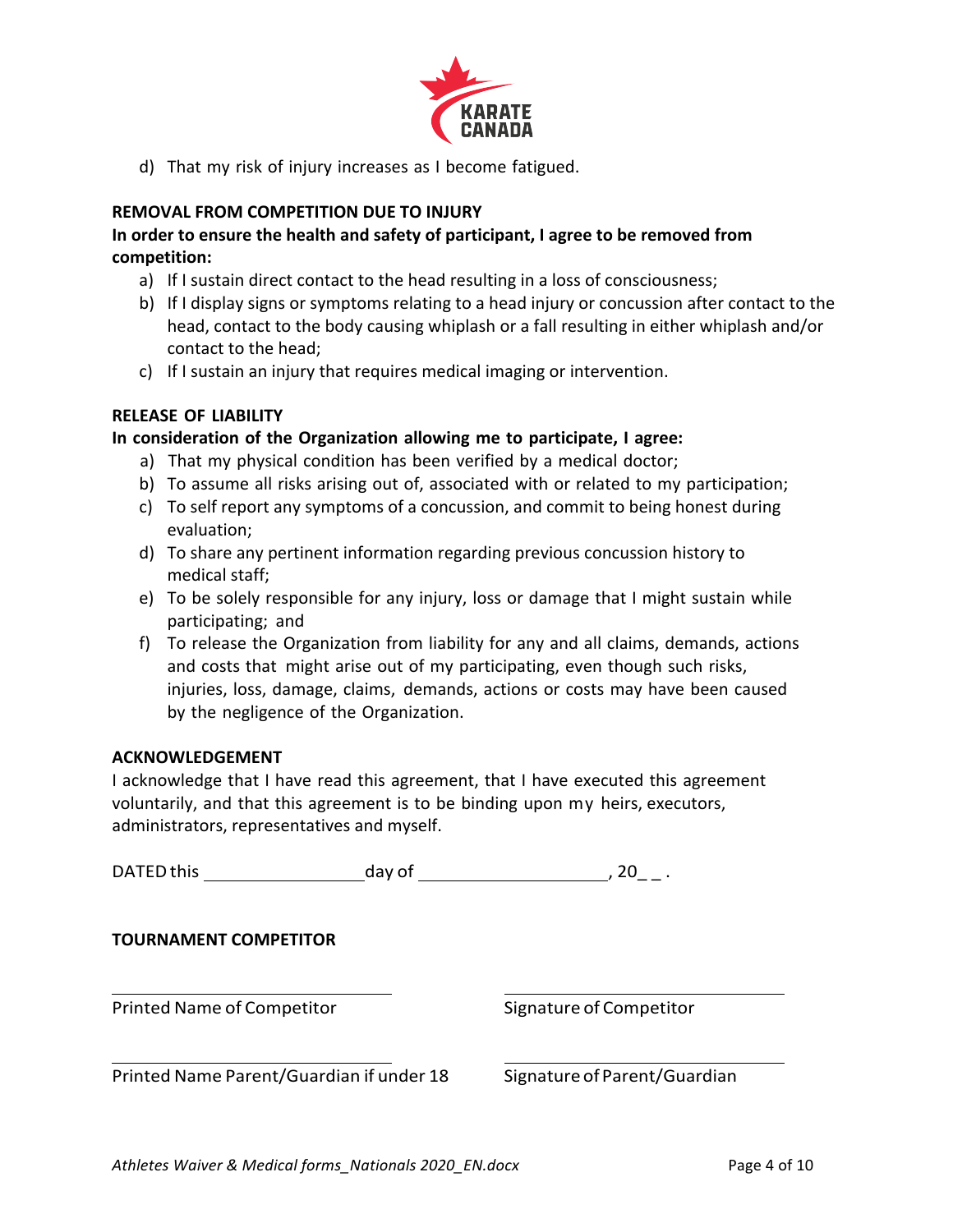d) That my risk of injury increases as I become fatigued.

**REMOVAL FROM COMPETITION DUE TO INJURY**

**In order to ensure the health and safety of participant, I agree to be removed from competition:**

a) If I sustain direct contact to the head resulting in a loss of consciousness;
b) If I display signs or symptoms relating to a head injury or concussion after contact to the head, contact to the body causing whiplash or a fall resulting in either whiplash and/or contact to the head;
c) If I sustain an injury that requires medical imaging or intervention.

**RELEASE OF LIABILITY**

**In consideration of the Organization allowing me to participate, I agree:**

a) That my physical condition has been verified by a medical doctor;
b) To assume all risks arising out of, associated with or related to my participation;
c) To self report any symptoms of a concussion, and commit to being honest during evaluation;
d) To share any pertinent information regarding previous concussion history to medical staff;
e) To be solely responsible for any injury, loss or damage that I might sustain while participating; and
f) To release the Organization from liability for any and all claims, demands, actions and costs that might arise out of my participating, even though such risks, injuries, loss, damage, claims, demands, actions or costs may have been caused by the negligence of the Organization.

**ACKNOWLEDGEMENT**

I acknowledge that I have read this agreement, that I have executed this agreement voluntarily, and that this agreement is to be binding upon my heirs, executors, administrators, representatives and myself.

DATED this ________________ day of ____________________, 20_ _ .

**TOURNAMENT COMPETITOR**

| | |
|---|---|
| ______________________________ | ______________________________ |
| Printed Name of Competitor | Signature of Competitor |
| ______________________________ | ______________________________ |
| Printed Name Parent/Guardian if under 18 | Signature of Parent/Guardian |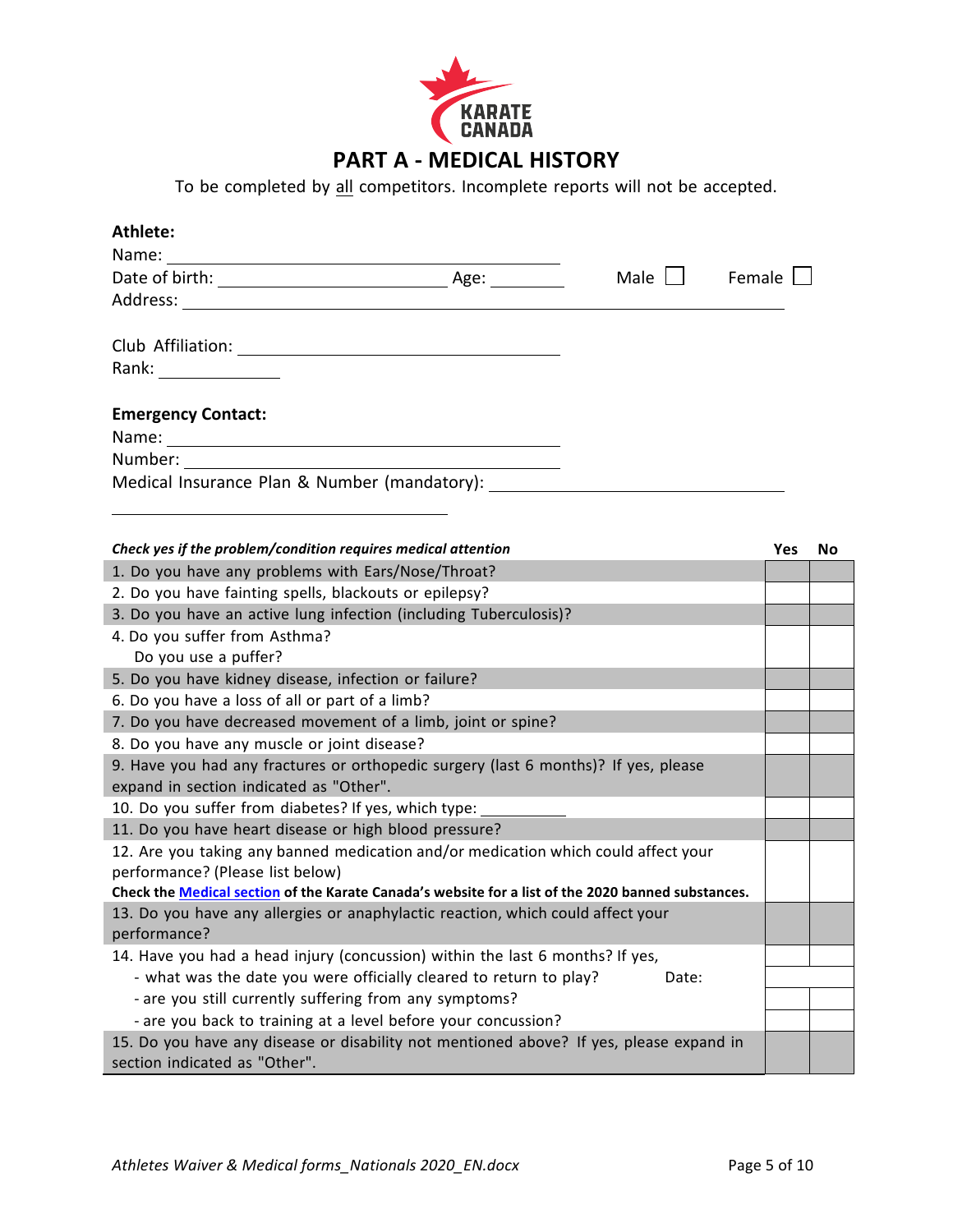# PART A - MEDICAL HISTORY

To be completed by all competitors. Incomplete reports will not be accepted.

**Athlete:**

Name: ______________________________

Date of birth: ____________________ Age: ________ Male ☐ Female ☐

Address: ______________________________________________

Club Affiliation: ____________________________

Rank: __________

**Emergency Contact:**

Name: ______________________________

Number: ______________________________

Medical Insurance Plan & Number (mandatory): ____________________________

______________________________

| *Check yes if the problem/condition requires medical attention* | Yes | No |
|---|---|---|
| 1. Do you have any problems with Ears/Nose/Throat? | | |
| 2. Do you have fainting spells, blackouts or epilepsy? | | |
| 3. Do you have an active lung infection (including Tuberculosis)? | | |
| 4. Do you suffer from Asthma?<br>Do you use a puffer? | | |
| 5. Do you have kidney disease, infection or failure? | | |
| 6. Do you have a loss of all or part of a limb? | | |
| 7. Do you have decreased movement of a limb, joint or spine? | | |
| 8. Do you have any muscle or joint disease? | | |
| 9. Have you had any fractures or orthopedic surgery (last 6 months)? If yes, please expand in section indicated as "Other". | | |
| 10. Do you suffer from diabetes? If yes, which type: __________ | | |
| 11. Do you have heart disease or high blood pressure? | | |
| 12. Are you taking any banned medication and/or medication which could affect your performance? (Please list below)<br>**Check the Medical section of the Karate Canada's website for a list of the 2020 banned substances.** | | |
| 13. Do you have any allergies or anaphylactic reaction, which could affect your performance? | | |
| 14. Have you had a head injury (concussion) within the last 6 months? If yes, | | |
| - what was the date you were officially cleared to return to play? Date: | | |
| - are you still currently suffering from any symptoms? | | |
| - are you back to training at a level before your concussion? | | |
| 15. Do you have any disease or disability not mentioned above? If yes, please expand in section indicated as "Other". | | |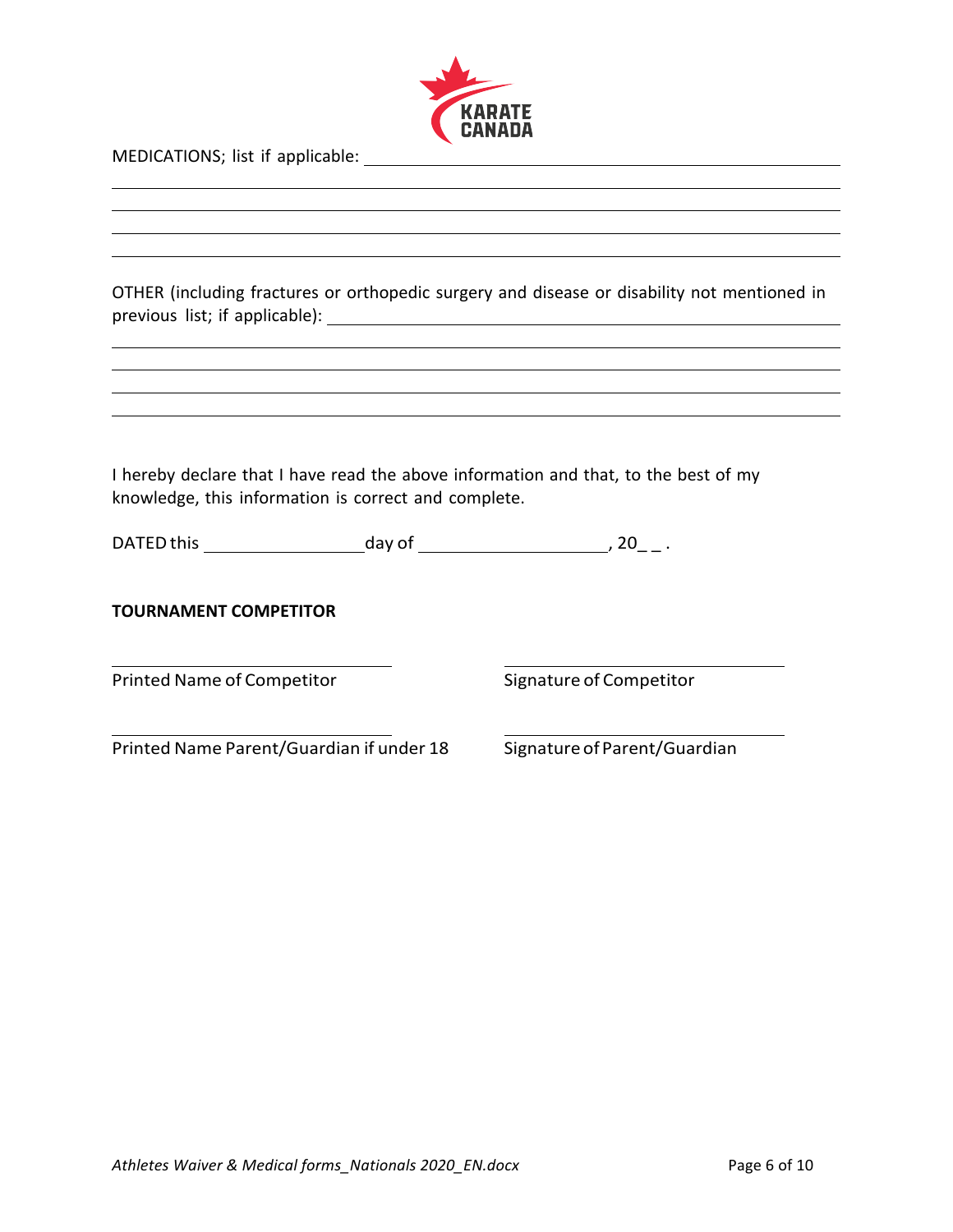MEDICATIONS; list if applicable: ______________________________________________

_______________________________________________________________________________

_______________________________________________________________________________

_______________________________________________________________________________

_______________________________________________________________________________

OTHER (including fractures or orthopedic surgery and disease or disability not mentioned in previous list; if applicable): ______________________________________________

_______________________________________________________________________________

_______________________________________________________________________________

_______________________________________________________________________________

_______________________________________________________________________________

I hereby declare that I have read the above information and that, to the best of my knowledge, this information is correct and complete.

DATED this ________________ day of ____________________, 20_ _ .

**TOURNAMENT COMPETITOR**

| ______________________________ | ______________________________ |
|---|---|
| Printed Name of Competitor | Signature of Competitor |
| ______________________________ | ______________________________ |
| Printed Name Parent/Guardian if under 18 | Signature of Parent/Guardian |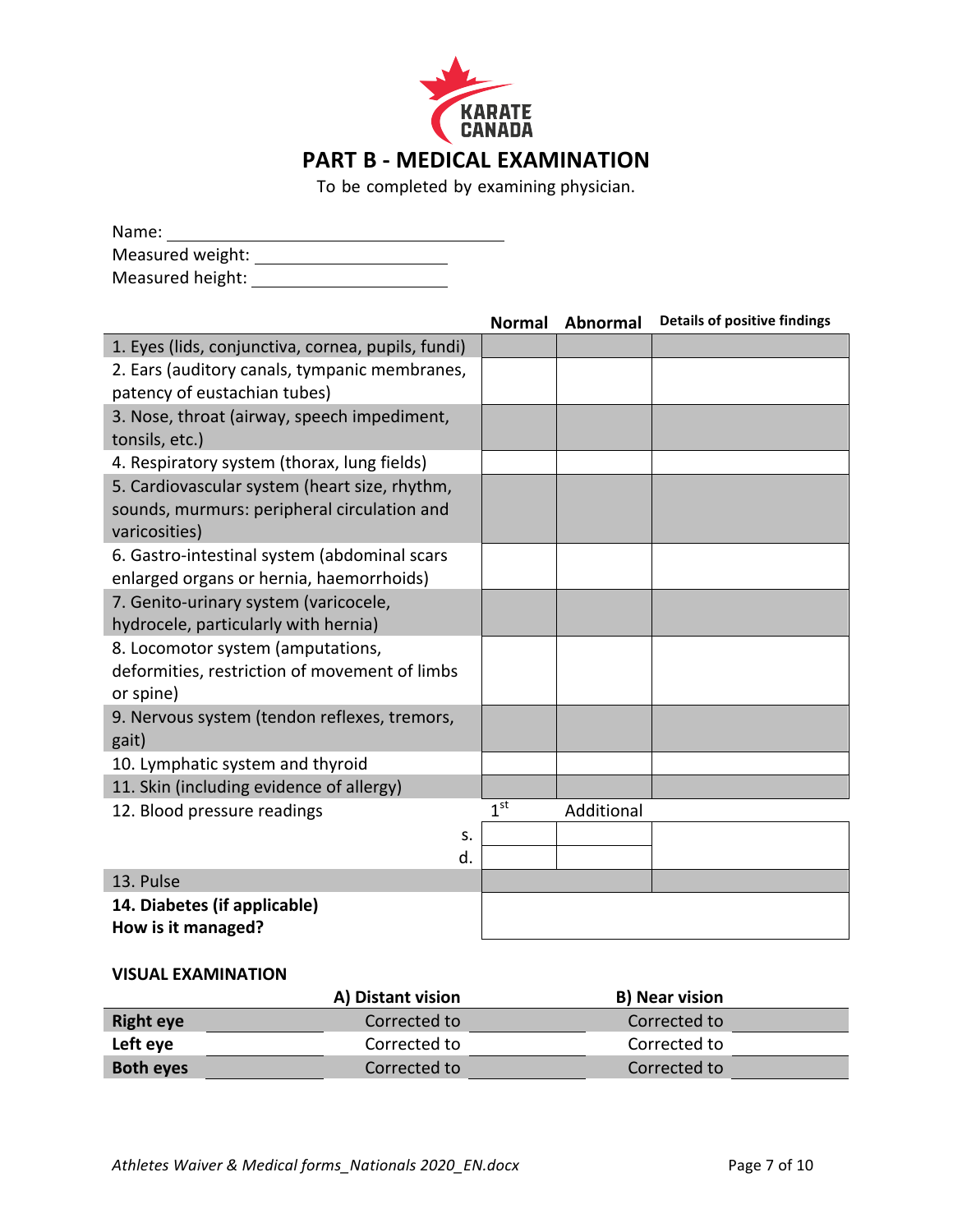KARATE CANADA

# PART B - MEDICAL EXAMINATION

To be completed by examining physician.

Name: ______________________________

Measured weight: ____________________

Measured height: ____________________

| | Normal | Abnormal | Details of positive findings |
|---|---|---|---|
| 1. Eyes (lids, conjunctiva, cornea, pupils, fundi) | | | |
| 2. Ears (auditory canals, tympanic membranes, patency of eustachian tubes) | | | |
| 3. Nose, throat (airway, speech impediment, tonsils, etc.) | | | |
| 4. Respiratory system (thorax, lung fields) | | | |
| 5. Cardiovascular system (heart size, rhythm, sounds, murmurs: peripheral circulation and varicosities) | | | |
| 6. Gastro-intestinal system (abdominal scars enlarged organs or hernia, haemorrhoids) | | | |
| 7. Genito-urinary system (varicocele, hydrocele, particularly with hernia) | | | |
| 8. Locomotor system (amputations, deformities, restriction of movement of limbs or spine) | | | |
| 9. Nervous system (tendon reflexes, tremors, gait) | | | |
| 10. Lymphatic system and thyroid | | | |
| 11. Skin (including evidence of allergy) | | | |
| 12. Blood pressure readings | 1st | Additional | |
| s. | | | |
| d. | | | |
| 13. Pulse | | | |
| **14. Diabetes (if applicable) How is it managed?** | | | |

**VISUAL EXAMINATION**

| | | A) Distant vision | | B) Near vision | |
|---|---|---|---|---|---|
| **Right eye** | | Corrected to | | Corrected to | |
| **Left eye** | | Corrected to | | Corrected to | |
| **Both eyes** | | Corrected to | | Corrected to | |

*Athletes Waiver & Medical forms_Nationals 2020_EN.docx*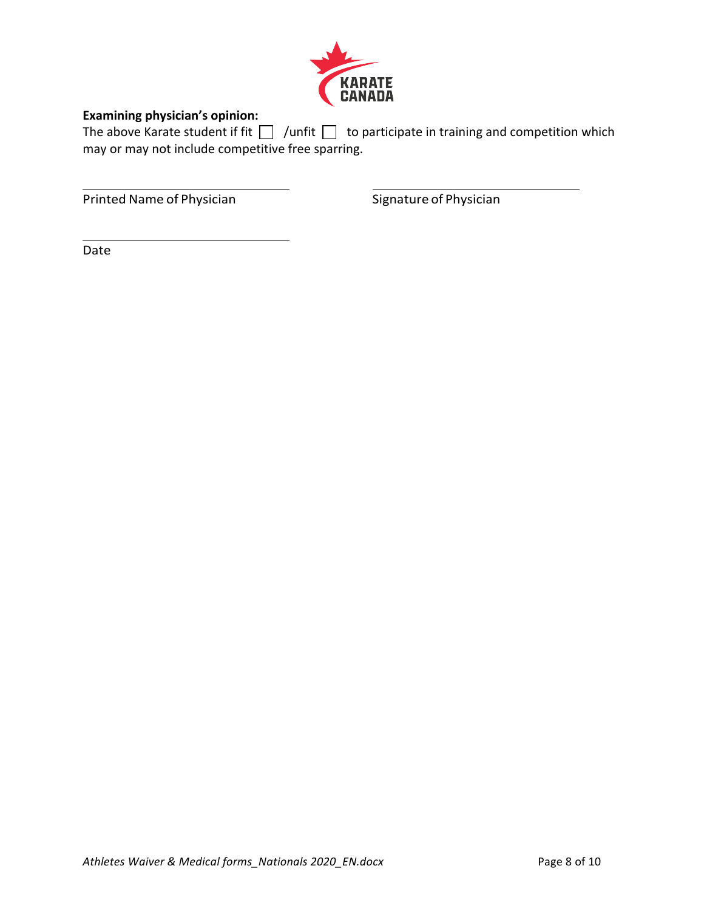**Examining physician's opinion:**

The above Karate student if fit ☐ /unfit ☐ to participate in training and competition which may or may not include competitive free sparring.

\_\_\_\_\_\_\_\_\_\_\_\_\_\_\_\_\_\_\_\_\_\_\_\_\_\_\_\_\_\_

Printed Name of Physician

\_\_\_\_\_\_\_\_\_\_\_\_\_\_\_\_\_\_\_\_\_\_\_\_\_\_\_\_\_\_

Signature of Physician

\_\_\_\_\_\_\_\_\_\_\_\_\_\_\_\_\_\_\_\_\_\_\_\_\_\_\_\_\_\_

Date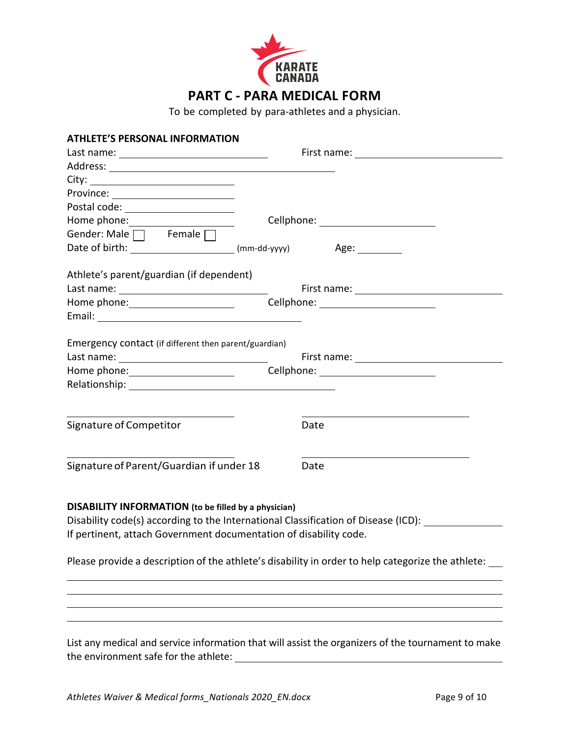KARATE CANADA

# PART C - PARA MEDICAL FORM

To be completed by para-athletes and a physician.

**ATHLETE'S PERSONAL INFORMATION**

Last name: ____________________ First name: ____________________

Address: ______________________________

City: ____________________

Province: ____________________

Postal code: ____________________

Home phone: ____________________ Cellphone: ____________________

Gender: Male ☐ Female ☐

Date of birth: ____________________ (mm-dd-yyyy) Age: ________

Athlete's parent/guardian (if dependent)

Last name: ____________________ First name: ____________________

Home phone: ____________________ Cellphone: ____________________

Email: ______________________________

Emergency contact (if different then parent/guardian)

Last name: ____________________ First name: ____________________

Home phone: ____________________ Cellphone: ____________________

Relationship: ______________________________

____________________ ____________________

Signature of Competitor Date

____________________ ____________________

Signature of Parent/Guardian if under 18 Date

**DISABILITY INFORMATION (to be filled by a physician)**

Disability code(s) according to the International Classification of Disease (ICD): ____________

If pertinent, attach Government documentation of disability code.

Please provide a description of the athlete's disability in order to help categorize the athlete: ___

______________________________________________________________________

______________________________________________________________________

______________________________________________________________________

______________________________________________________________________

List any medical and service information that will assist the organizers of the tournament to make the environment safe for the athlete: ______________________________

*Athletes Waiver & Medical forms_Nationals 2020_EN.docx*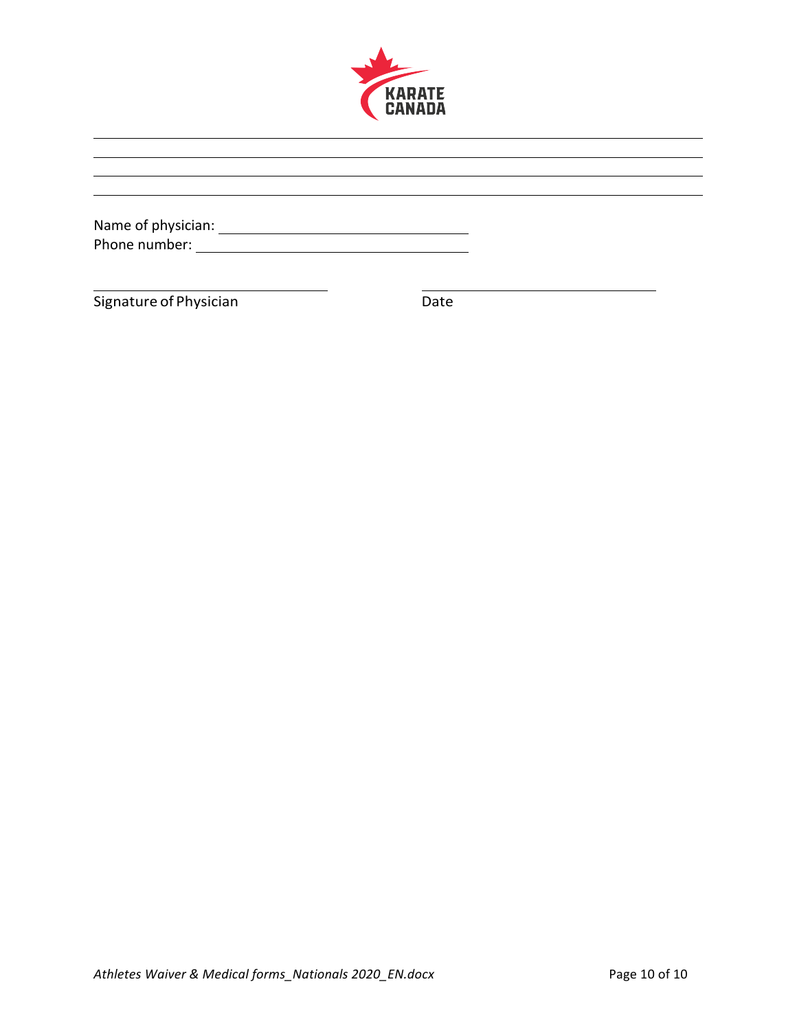Name of physician: ______________________________
Phone number: ______________________________

______________________________ ______________________________
Signature of Physician Date